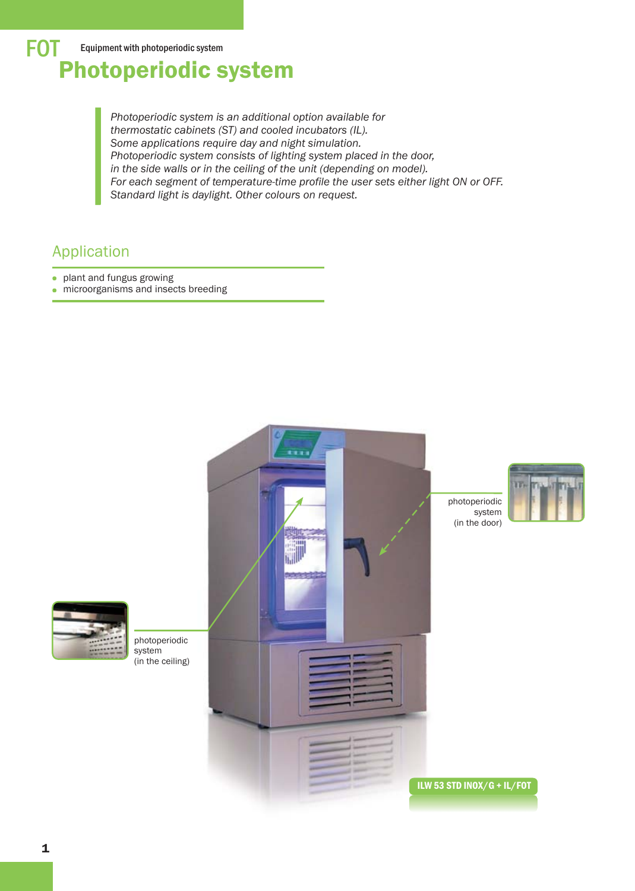FOT Equipment with photoperiodic system

# Photoperiodic system

*Photoperiodic system is an additional option available for thermostatic cabinets (ST) and cooled incubators (IL).*
*Some applications require day and night simulation.*
*Photoperiodic system consists of lighting system placed in the door, in the side walls or in the ceiling of the unit (depending on model).*
*For each segment of temperature-time profile the user sets either light ON or OFF.*
*Standard light is daylight. Other colours on request.*

## Application

- plant and fungus growing
- microorganisms and insects breeding

photoperiodic system (in the door)

photoperiodic system (in the ceiling)

ILW 53 STD INOX/G + IL/FOT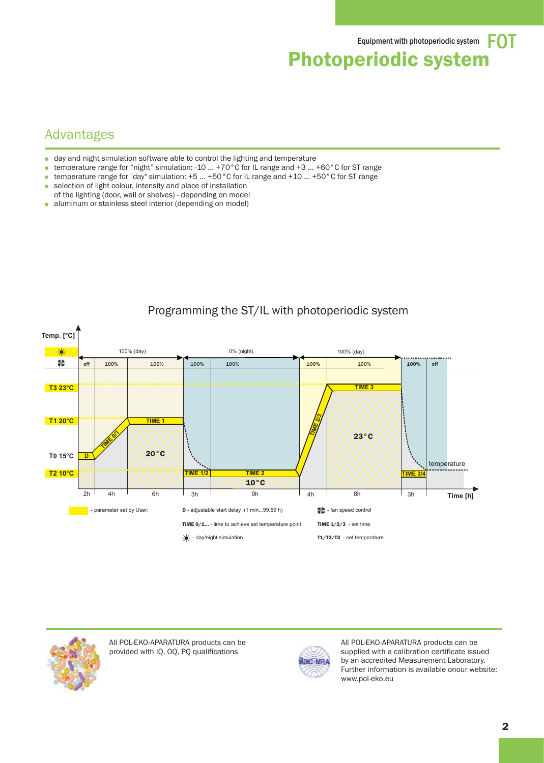# Photoperiodic system

## Advantages

- day and night simulation software able to control the lighting and temperature
- temperature range for "night" simulation: -10 ... +70 °C for IL range and +3 ... +60 °C for ST range
- temperature range for "day" simulation: +5 ... +50 °C for IL range and +10 ... +50 °C for ST range
- selection of light colour, intensity and place of installation of the lighting (door, wall or shelves) - depending on model
- aluminum or stainless steel interior (depending on model)

## Programming the ST/IL with photoperiodic system

- parameter set by User:

D - adjustable start delay (1 min...99,59 h)

TIME 0/1... - time to achieve set temperature point

- day/night simulation

- fan speed control

TIME 1/2/3 - set time

T1/T2/T3 - set temperature

All POL-EKO-APARATURA products can be provided with IQ, OQ, PQ qualifications

All POL-EKO-APARATURA products can be supplied with a calibration certificate issued by an accredited Measurement Laboratory. Further information is available onour website: www.pol-eko.eu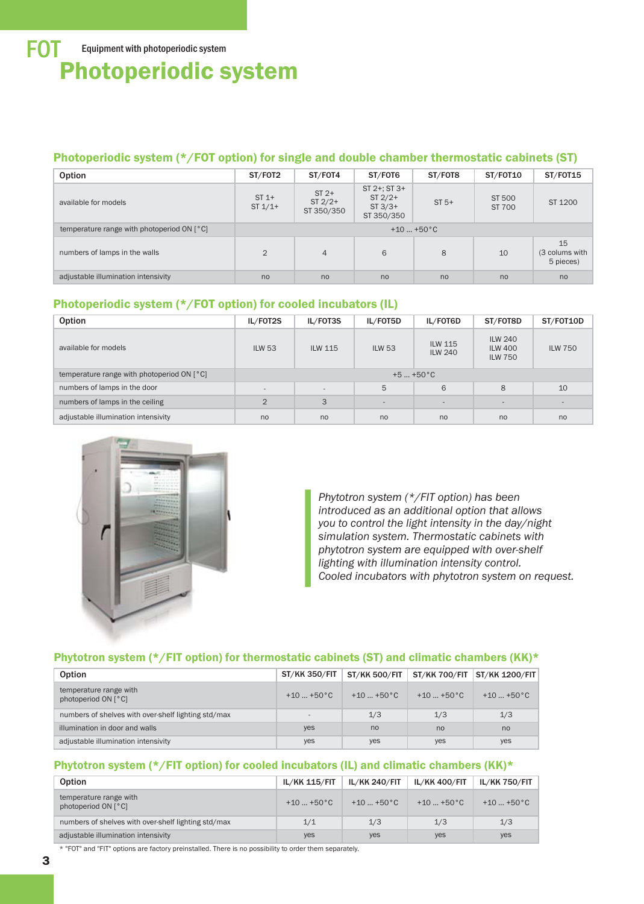# FOT Equipment with photoperiodic system

# Photoperiodic system

## Photoperiodic system (*/FOT option) for single and double chamber thermostatic cabinets (ST)

| Option | ST/FOT2 | ST/FOT4 | ST/FOT6 | ST/FOT8 | ST/FOT10 | ST/FOT15 |
|---|---|---|---|---|---|---|
| available for models | ST 1+ ST 1/1+ | ST 2+ ST 2/2+ ST 350/350 | ST 2+; ST 3+ ST 2/2+ ST 3/3+ ST 350/350 | ST 5+ | ST 500 ST 700 | ST 1200 |
| temperature range with photoperiod ON [°C] | +10 ... +50°C | | | | | |
| numbers of lamps in the walls | 2 | 4 | 6 | 8 | 10 | 15 (3 colums with 5 pieces) |
| adjustable illumination intensivity | no | no | no | no | no | no |

## Photoperiodic system (*/FOT option) for cooled incubators (IL)

| Option | IL/FOT2S | IL/FOT3S | IL/FOT5D | IL/FOT6D | ST/FOT8D | ST/FOT10D |
|---|---|---|---|---|---|---|
| available for models | ILW 53 | ILW 115 | ILW 53 | ILW 115 ILW 240 | ILW 240 ILW 400 ILW 750 | ILW 750 |
| temperature range with photoperiod ON [°C] | +5 ... +50°C | | | | | |
| numbers of lamps in the door | - | - | 5 | 6 | 8 | 10 |
| numbers of lamps in the ceiling | 2 | 3 | - | - | - | - |
| adjustable illumination intensivity | no | no | no | no | no | no |

*Phytotron system (*/FIT option) has been introduced as an additional option that allows you to control the light intensity in the day/night simulation system. Thermostatic cabinets with phytotron system are equipped with over-shelf lighting with illumination intensity control. Cooled incubators with phytotron system on request.*

## Phytotron system (*/FIT option) for thermostatic cabinets (ST) and climatic chambers (KK)*

| Option | ST/KK 350/FIT | ST/KK 500/FIT | ST/KK 700/FIT | ST/KK 1200/FIT |
|---|---|---|---|---|
| temperature range with photoperiod ON [°C] | +10 ... +50°C | +10 ... +50°C | +10 ... +50°C | +10 ... +50°C |
| numbers of shelves with over-shelf lighting std/max | - | 1/3 | 1/3 | 1/3 |
| illumination in door and walls | yes | no | no | no |
| adjustable illumination intensivity | yes | yes | yes | yes |

## Phytotron system (*/FIT option) for cooled incubators (IL) and climatic chambers (KK)*

| Option | IL/KK 115/FIT | IL/KK 240/FIT | IL/KK 400/FIT | IL/KK 750/FIT |
|---|---|---|---|---|
| temperature range with photoperiod ON [°C] | +10 ... +50°C | +10 ... +50°C | +10 ... +50°C | +10 ... +50°C |
| numbers of shelves with over-shelf lighting std/max | 1/1 | 1/3 | 1/3 | 1/3 |
| adjustable illumination intensivity | yes | yes | yes | yes |

* "FOT" and "FIT" options are factory preinstalled. There is no possibility to order them separately.